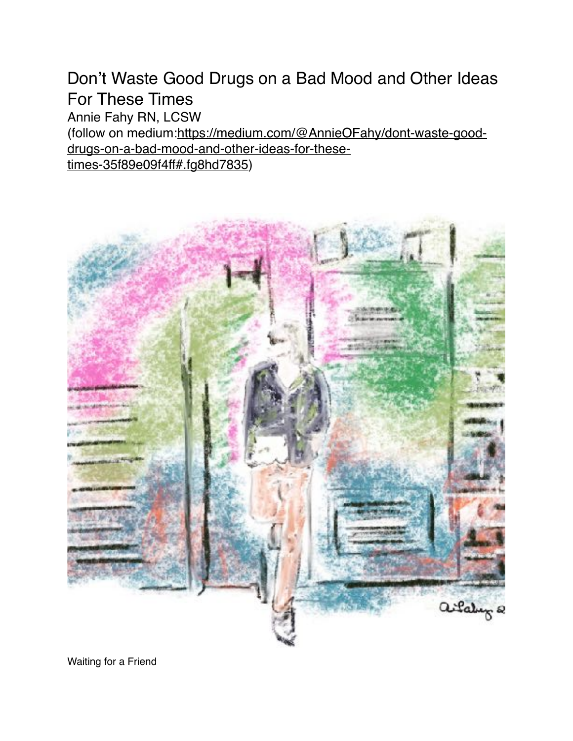# Don't Waste Good Drugs on a Bad Mood and Other Ideas For These Times

Annie Fahy RN, LCSW

(follow on medium:https://medium.com/@AnnieOFahy/dont-waste-good-drugs-on-a-bad-mood-and-other-ideas-for-these-times-35f89e09f4ff#.fg8hd7835)

Waiting for a Friend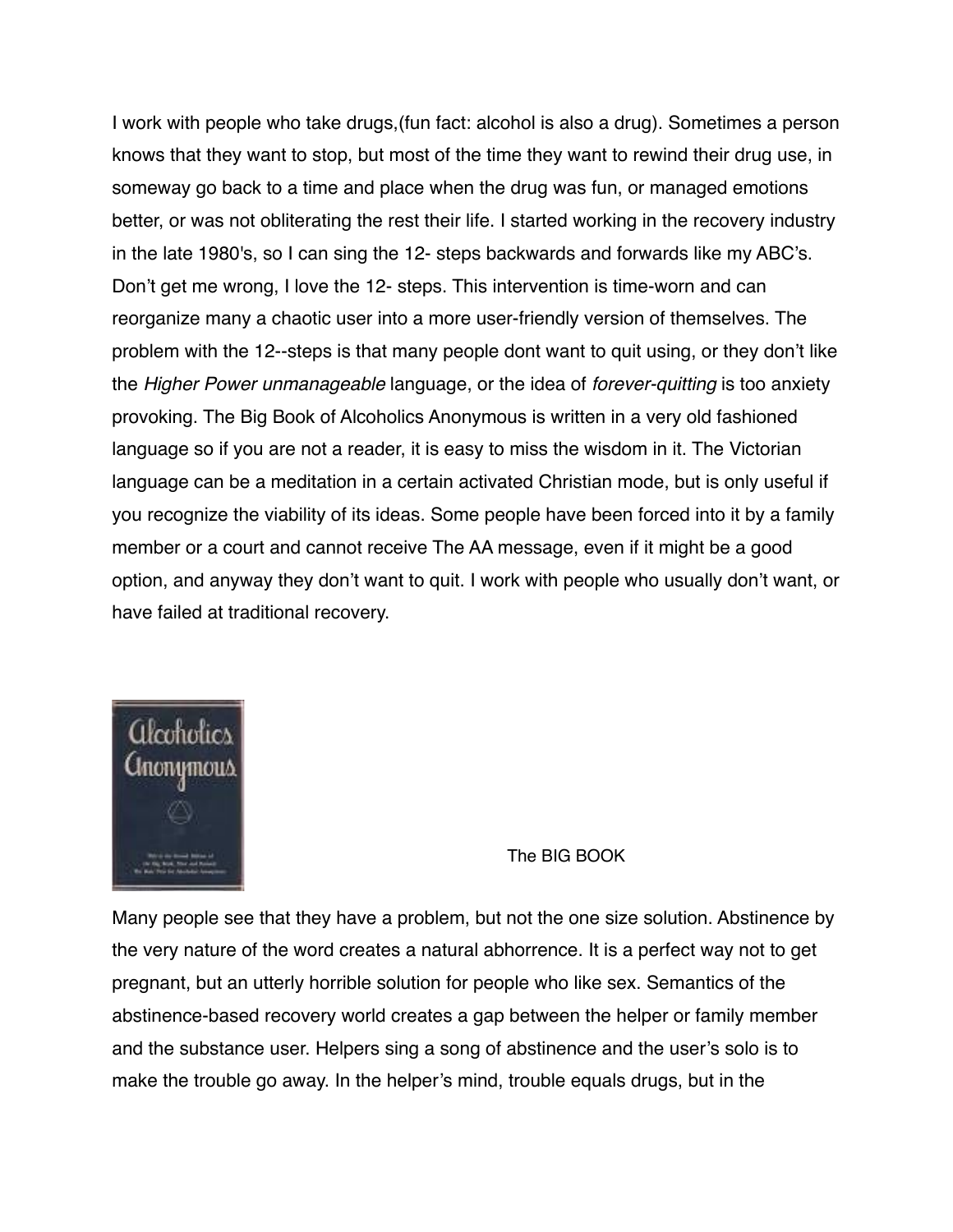I work with people who take drugs,(fun fact: alcohol is also a drug). Sometimes a person knows that they want to stop, but most of the time they want to rewind their drug use, in someway go back to a time and place when the drug was fun, or managed emotions better, or was not obliterating the rest their life. I started working in the recovery industry in the late 1980's, so I can sing the 12- steps backwards and forwards like my ABC's. Don't get me wrong, I love the 12- steps. This intervention is time-worn and can reorganize many a chaotic user into a more user-friendly version of themselves. The problem with the 12--steps is that many people dont want to quit using, or they don't like the *Higher Power unmanageable* language, or the idea of *forever-quitting* is too anxiety provoking. The Big Book of Alcoholics Anonymous is written in a very old fashioned language so if you are not a reader, it is easy to miss the wisdom in it. The Victorian language can be a meditation in a certain activated Christian mode, but is only useful if you recognize the viability of its ideas. Some people have been forced into it by a family member or a court and cannot receive The AA message, even if it might be a good option, and anyway they don't want to quit. I work with people who usually don't want, or have failed at traditional recovery.

The BIG BOOK

Many people see that they have a problem, but not the one size solution. Abstinence by the very nature of the word creates a natural abhorrence. It is a perfect way not to get pregnant, but an utterly horrible solution for people who like sex. Semantics of the abstinence-based recovery world creates a gap between the helper or family member and the substance user. Helpers sing a song of abstinence and the user's solo is to make the trouble go away. In the helper's mind, trouble equals drugs, but in the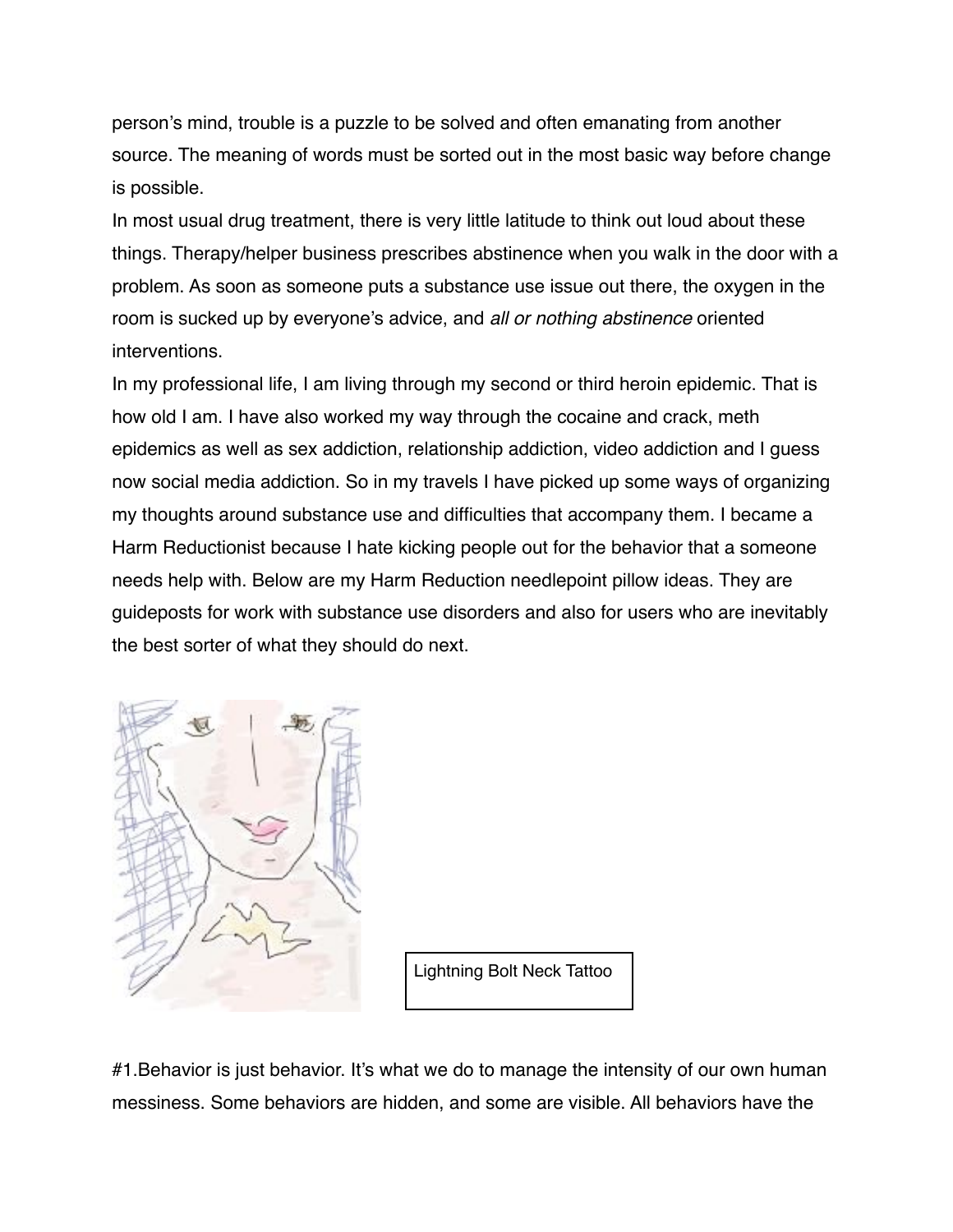person's mind, trouble is a puzzle to be solved and often emanating from another source. The meaning of words must be sorted out in the most basic way before change is possible.

In most usual drug treatment, there is very little latitude to think out loud about these things. Therapy/helper business prescribes abstinence when you walk in the door with a problem. As soon as someone puts a substance use issue out there, the oxygen in the room is sucked up by everyone's advice, and *all or nothing abstinence* oriented interventions.

In my professional life, I am living through my second or third heroin epidemic. That is how old I am. I have also worked my way through the cocaine and crack, meth epidemics as well as sex addiction, relationship addiction, video addiction and I guess now social media addiction. So in my travels I have picked up some ways of organizing my thoughts around substance use and difficulties that accompany them. I became a Harm Reductionist because I hate kicking people out for the behavior that a someone needs help with. Below are my Harm Reduction needlepoint pillow ideas. They are guideposts for work with substance use disorders and also for users who are inevitably the best sorter of what they should do next.

Lightning Bolt Neck Tattoo

#1.Behavior is just behavior. It's what we do to manage the intensity of our own human messiness. Some behaviors are hidden, and some are visible. All behaviors have the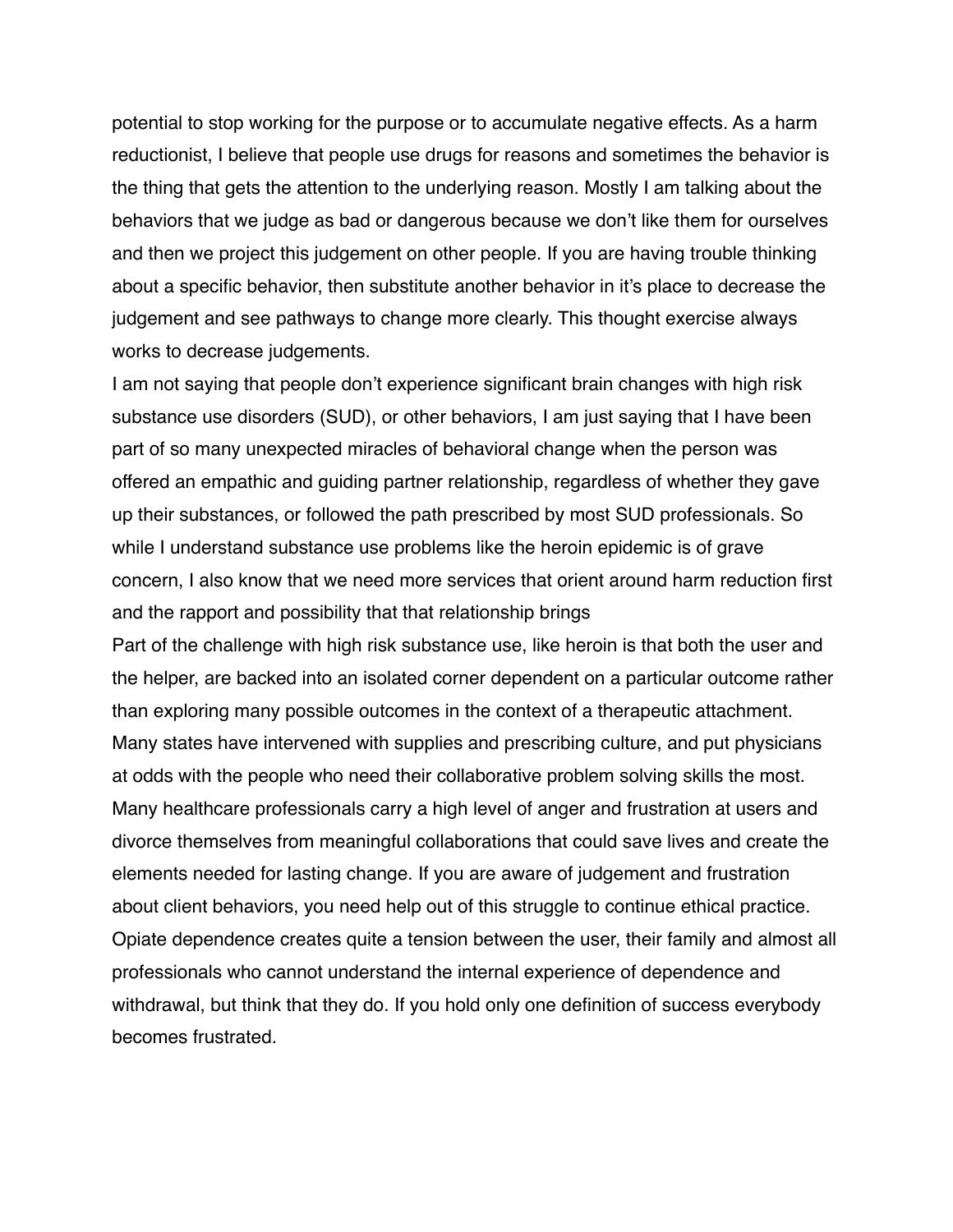potential to stop working for the purpose or to accumulate negative effects. As a harm reductionist, I believe that people use drugs for reasons and sometimes the behavior is the thing that gets the attention to the underlying reason. Mostly I am talking about the behaviors that we judge as bad or dangerous because we don't like them for ourselves and then we project this judgement on other people. If you are having trouble thinking about a specific behavior, then substitute another behavior in it's place to decrease the judgement and see pathways to change more clearly. This thought exercise always works to decrease judgements.

I am not saying that people don't experience significant brain changes with high risk substance use disorders (SUD), or other behaviors, I am just saying that I have been part of so many unexpected miracles of behavioral change when the person was offered an empathic and guiding partner relationship, regardless of whether they gave up their substances, or followed the path prescribed by most SUD professionals. So while I understand substance use problems like the heroin epidemic is of grave concern, I also know that we need more services that orient around harm reduction first and the rapport and possibility that that relationship brings

Part of the challenge with high risk substance use, like heroin is that both the user and the helper, are backed into an isolated corner dependent on a particular outcome rather than exploring many possible outcomes in the context of a therapeutic attachment. Many states have intervened with supplies and prescribing culture, and put physicians at odds with the people who need their collaborative problem solving skills the most. Many healthcare professionals carry a high level of anger and frustration at users and divorce themselves from meaningful collaborations that could save lives and create the elements needed for lasting change. If you are aware of judgement and frustration about client behaviors, you need help out of this struggle to continue ethical practice. Opiate dependence creates quite a tension between the user, their family and almost all professionals who cannot understand the internal experience of dependence and withdrawal, but think that they do. If you hold only one definition of success everybody becomes frustrated.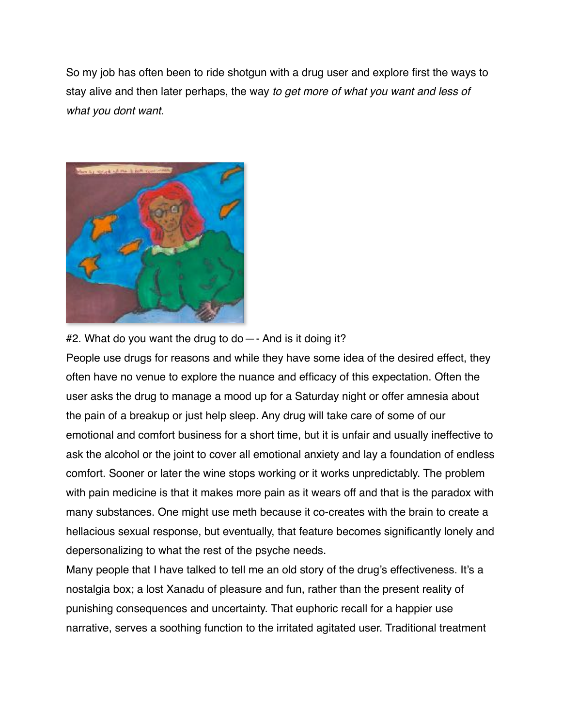So my job has often been to ride shotgun with a drug user and explore first the ways to stay alive and then later perhaps, the way *to get more of what you want and less of what you dont want.*

#2. What do you want the drug to do—- And is it doing it?

People use drugs for reasons and while they have some idea of the desired effect, they often have no venue to explore the nuance and efficacy of this expectation. Often the user asks the drug to manage a mood up for a Saturday night or offer amnesia about the pain of a breakup or just help sleep. Any drug will take care of some of our emotional and comfort business for a short time, but it is unfair and usually ineffective to ask the alcohol or the joint to cover all emotional anxiety and lay a foundation of endless comfort. Sooner or later the wine stops working or it works unpredictably. The problem with pain medicine is that it makes more pain as it wears off and that is the paradox with many substances. One might use meth because it co-creates with the brain to create a hellacious sexual response, but eventually, that feature becomes significantly lonely and depersonalizing to what the rest of the psyche needs.

Many people that I have talked to tell me an old story of the drug's effectiveness. It's a nostalgia box; a lost Xanadu of pleasure and fun, rather than the present reality of punishing consequences and uncertainty. That euphoric recall for a happier use narrative, serves a soothing function to the irritated agitated user. Traditional treatment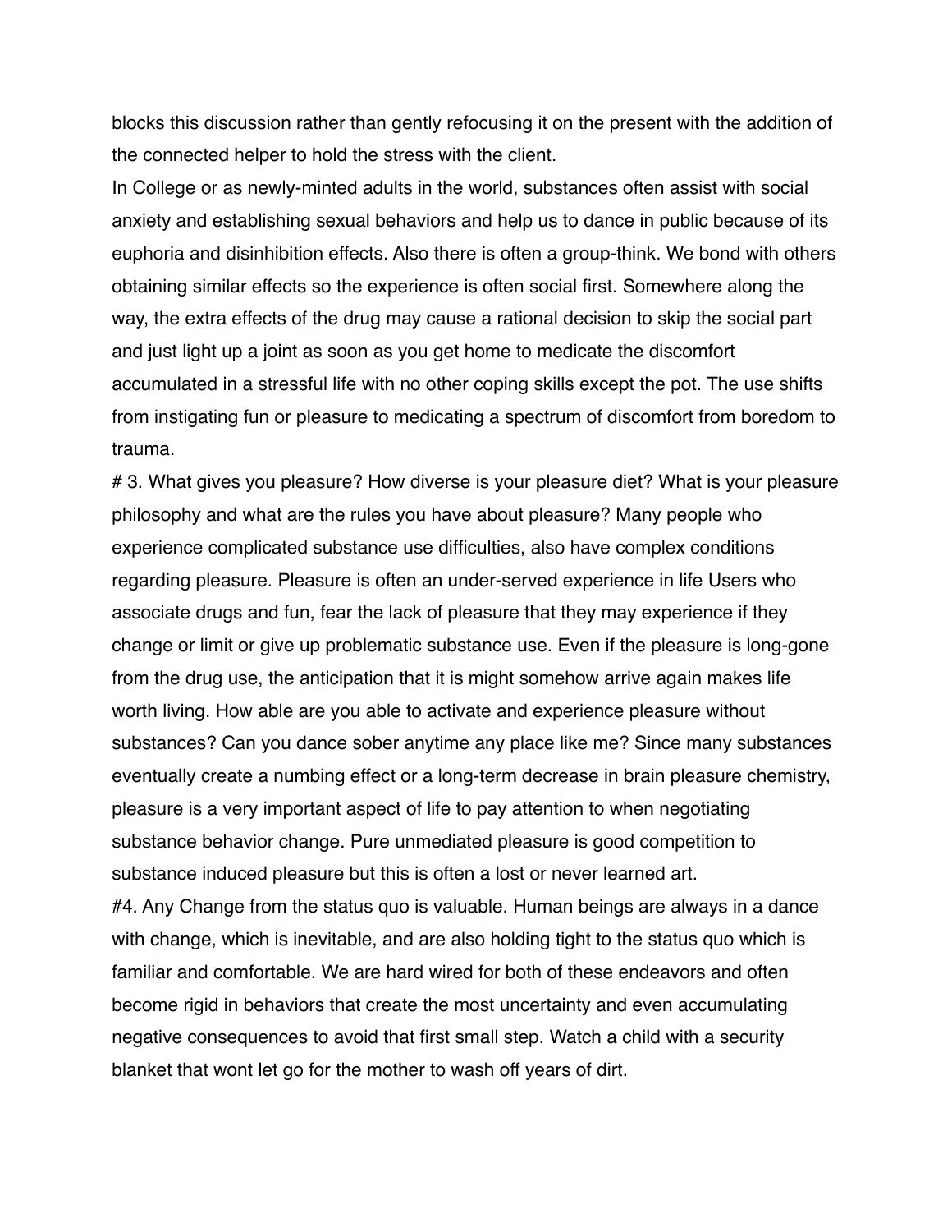blocks this discussion rather than gently refocusing it on the present with the addition of the connected helper to hold the stress with the client.

In College or as newly-minted adults in the world, substances often assist with social anxiety and establishing sexual behaviors and help us to dance in public because of its euphoria and disinhibition effects. Also there is often a group-think. We bond with others obtaining similar effects so the experience is often social first. Somewhere along the way, the extra effects of the drug may cause a rational decision to skip the social part and just light up a joint as soon as you get home to medicate the discomfort accumulated in a stressful life with no other coping skills except the pot. The use shifts from instigating fun or pleasure to medicating a spectrum of discomfort from boredom to trauma.

# 3. What gives you pleasure? How diverse is your pleasure diet? What is your pleasure philosophy and what are the rules you have about pleasure? Many people who experience complicated substance use difficulties, also have complex conditions regarding pleasure. Pleasure is often an under-served experience in life Users who associate drugs and fun, fear the lack of pleasure that they may experience if they change or limit or give up problematic substance use. Even if the pleasure is long-gone from the drug use, the anticipation that it is might somehow arrive again makes life worth living. How able are you able to activate and experience pleasure without substances? Can you dance sober anytime any place like me? Since many substances eventually create a numbing effect or a long-term decrease in brain pleasure chemistry, pleasure is a very important aspect of life to pay attention to when negotiating substance behavior change. Pure unmediated pleasure is good competition to substance induced pleasure but this is often a lost or never learned art.

#4. Any Change from the status quo is valuable. Human beings are always in a dance with change, which is inevitable, and are also holding tight to the status quo which is familiar and comfortable. We are hard wired for both of these endeavors and often become rigid in behaviors that create the most uncertainty and even accumulating negative consequences to avoid that first small step. Watch a child with a security blanket that wont let go for the mother to wash off years of dirt.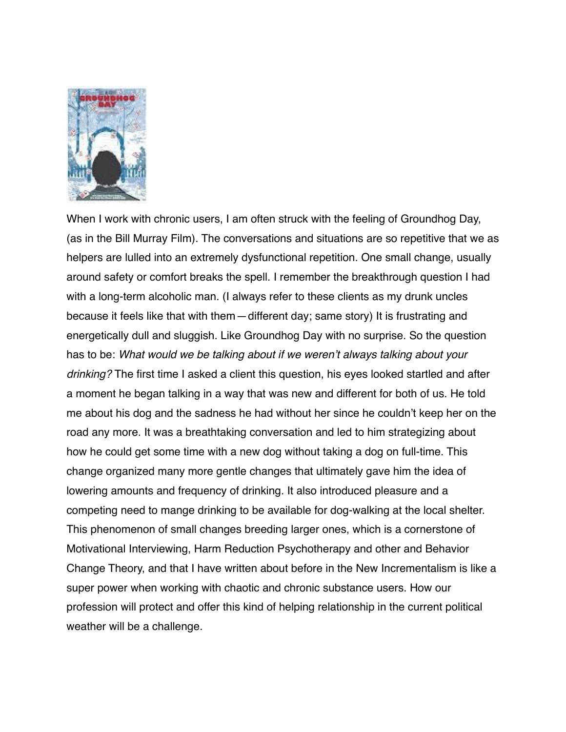When I work with chronic users, I am often struck with the feeling of Groundhog Day, (as in the Bill Murray Film). The conversations and situations are so repetitive that we as helpers are lulled into an extremely dysfunctional repetition. One small change, usually around safety or comfort breaks the spell. I remember the breakthrough question I had with a long-term alcoholic man. (I always refer to these clients as my drunk uncles because it feels like that with them—different day; same story) It is frustrating and energetically dull and sluggish. Like Groundhog Day with no surprise. So the question has to be: *What would we be talking about if we weren't always talking about your drinking?* The first time I asked a client this question, his eyes looked startled and after a moment he began talking in a way that was new and different for both of us. He told me about his dog and the sadness he had without her since he couldn't keep her on the road any more. It was a breathtaking conversation and led to him strategizing about how he could get some time with a new dog without taking a dog on full-time. This change organized many more gentle changes that ultimately gave him the idea of lowering amounts and frequency of drinking. It also introduced pleasure and a competing need to mange drinking to be available for dog-walking at the local shelter. This phenomenon of small changes breeding larger ones, which is a cornerstone of Motivational Interviewing, Harm Reduction Psychotherapy and other and Behavior Change Theory, and that I have written about before in the New Incrementalism is like a super power when working with chaotic and chronic substance users. How our profession will protect and offer this kind of helping relationship in the current political weather will be a challenge.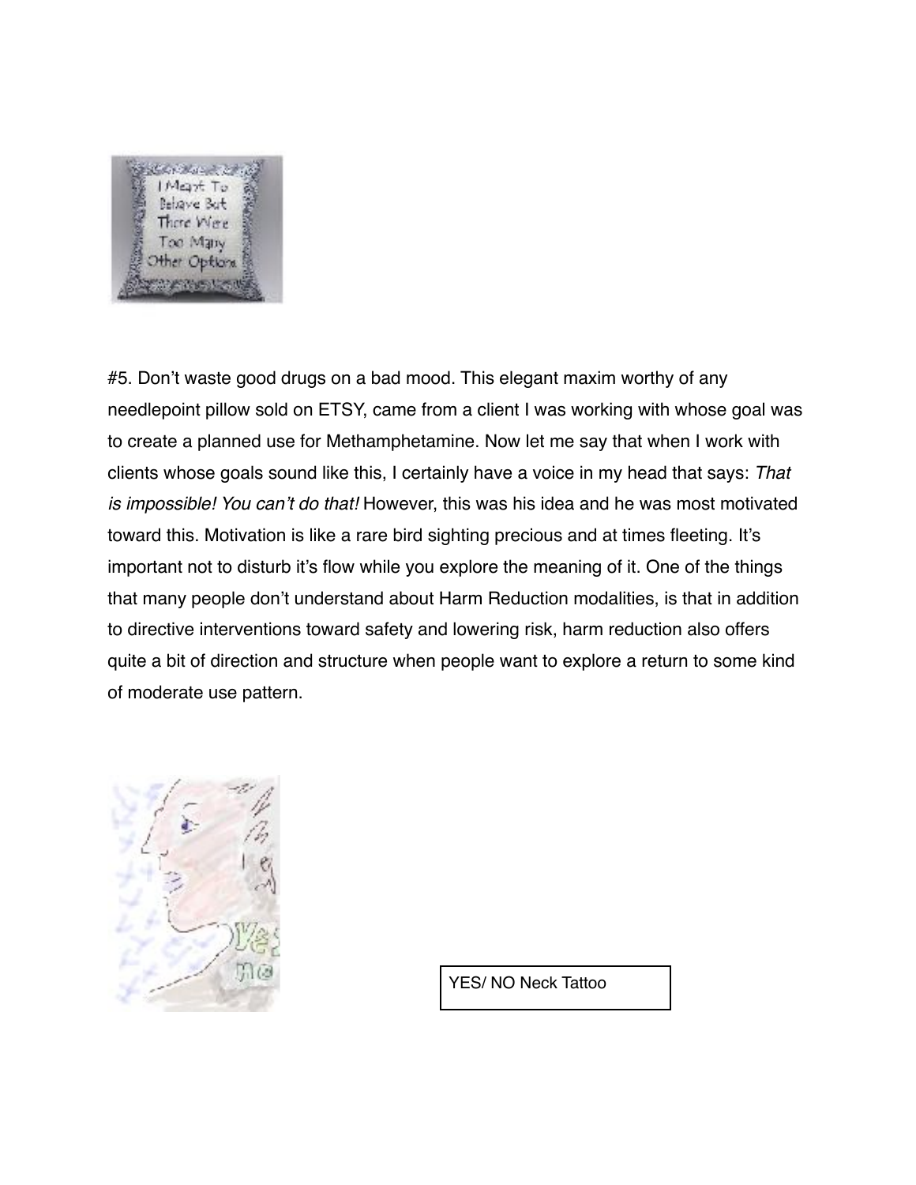#5. Don't waste good drugs on a bad mood. This elegant maxim worthy of any needlepoint pillow sold on ETSY, came from a client I was working with whose goal was to create a planned use for Methamphetamine. Now let me say that when I work with clients whose goals sound like this, I certainly have a voice in my head that says: *That is impossible! You can't do that!* However, this was his idea and he was most motivated toward this. Motivation is like a rare bird sighting precious and at times fleeting. It's important not to disturb it's flow while you explore the meaning of it. One of the things that many people don't understand about Harm Reduction modalities, is that in addition to directive interventions toward safety and lowering risk, harm reduction also offers quite a bit of direction and structure when people want to explore a return to some kind of moderate use pattern.

YES/ NO Neck Tattoo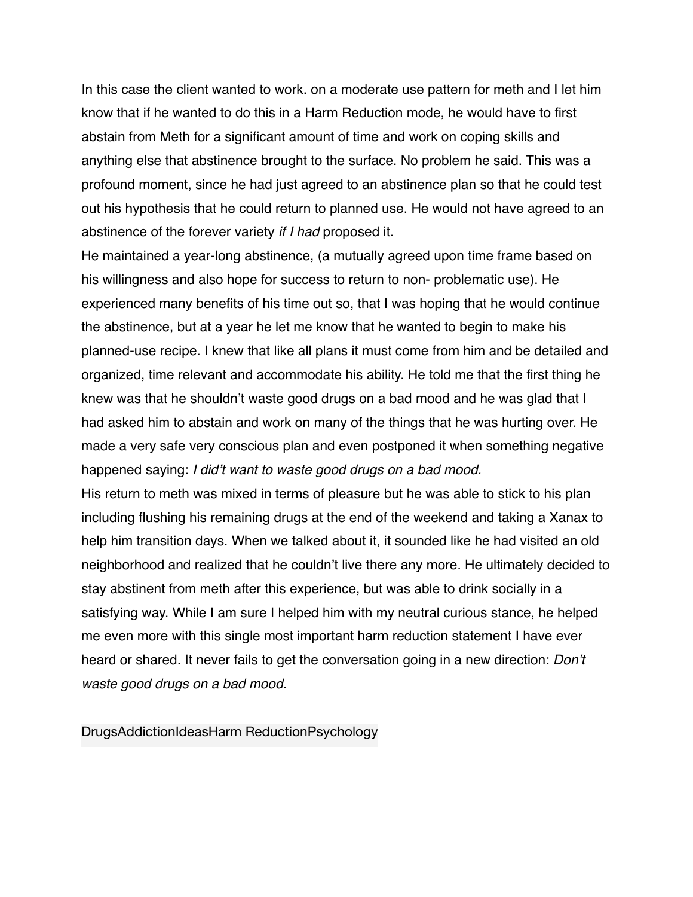In this case the client wanted to work. on a moderate use pattern for meth and I let him know that if he wanted to do this in a Harm Reduction mode, he would have to first abstain from Meth for a significant amount of time and work on coping skills and anything else that abstinence brought to the surface. No problem he said. This was a profound moment, since he had just agreed to an abstinence plan so that he could test out his hypothesis that he could return to planned use. He would not have agreed to an abstinence of the forever variety *if I had* proposed it.

He maintained a year-long abstinence, (a mutually agreed upon time frame based on his willingness and also hope for success to return to non- problematic use). He experienced many benefits of his time out so, that I was hoping that he would continue the abstinence, but at a year he let me know that he wanted to begin to make his planned-use recipe. I knew that like all plans it must come from him and be detailed and organized, time relevant and accommodate his ability. He told me that the first thing he knew was that he shouldn't waste good drugs on a bad mood and he was glad that I had asked him to abstain and work on many of the things that he was hurting over. He made a very safe very conscious plan and even postponed it when something negative happened saying: *I didn't want to waste good drugs on a bad mood.*

His return to meth was mixed in terms of pleasure but he was able to stick to his plan including flushing his remaining drugs at the end of the weekend and taking a Xanax to help him transition days. When we talked about it, it sounded like he had visited an old neighborhood and realized that he couldn't live there any more. He ultimately decided to stay abstinent from meth after this experience, but was able to drink socially in a satisfying way. While I am sure I helped him with my neutral curious stance, he helped me even more with this single most important harm reduction statement I have ever heard or shared. It never fails to get the conversation going in a new direction: *Don't waste good drugs on a bad mood.*

DrugsAddictionIdeasHarm ReductionPsychology